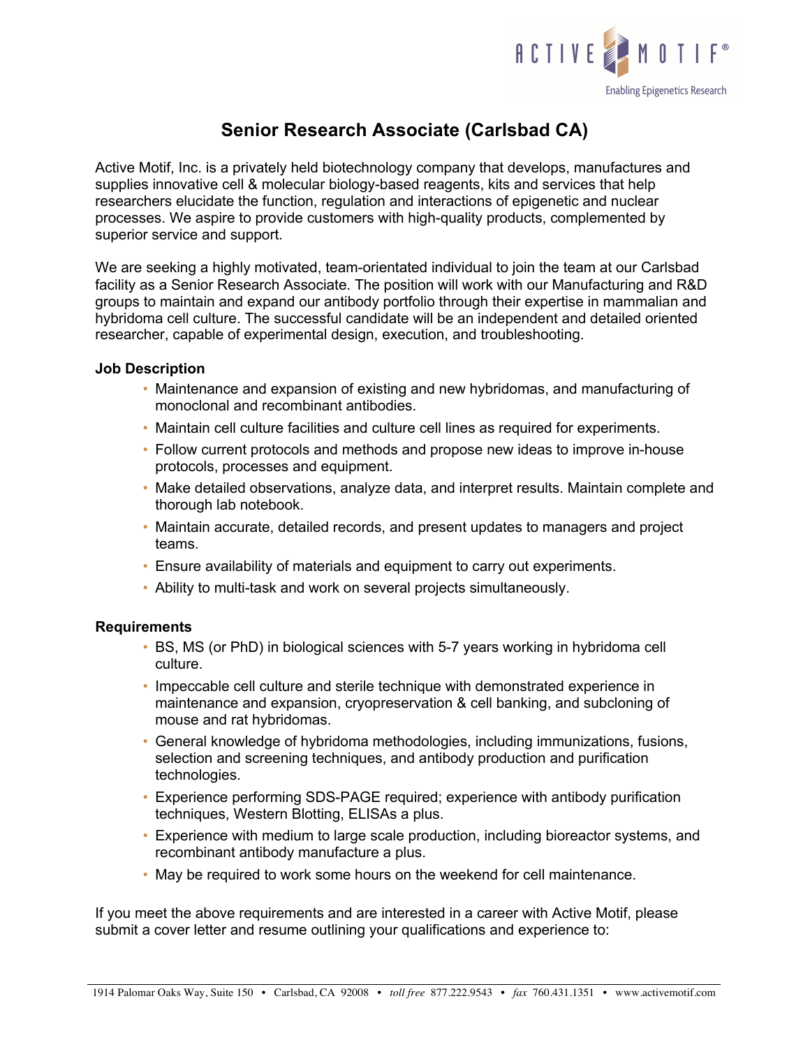# Senior Research Associate (Carlsbad CA)

Active Motif, Inc. is a privately held biotechnology company that develops, manufactures and supplies innovative cell & molecular biology-based reagents, kits and services that help researchers elucidate the function, regulation and interactions of epigenetic and nuclear processes. We aspire to provide customers with high-quality products, complemented by superior service and support.

We are seeking a highly motivated, team-orientated individual to join the team at our Carlsbad facility as a Senior Research Associate. The position will work with our Manufacturing and R&D groups to maintain and expand our antibody portfolio through their expertise in mammalian and hybridoma cell culture. The successful candidate will be an independent and detailed oriented researcher, capable of experimental design, execution, and troubleshooting.

### Job Description

- Maintenance and expansion of existing and new hybridomas, and manufacturing of monoclonal and recombinant antibodies.
- Maintain cell culture facilities and culture cell lines as required for experiments.
- Follow current protocols and methods and propose new ideas to improve in-house protocols, processes and equipment.
- Make detailed observations, analyze data, and interpret results. Maintain complete and thorough lab notebook.
- Maintain accurate, detailed records, and present updates to managers and project teams.
- Ensure availability of materials and equipment to carry out experiments.
- Ability to multi-task and work on several projects simultaneously.

### Requirements

- BS, MS (or PhD) in biological sciences with 5-7 years working in hybridoma cell culture.
- Impeccable cell culture and sterile technique with demonstrated experience in maintenance and expansion, cryopreservation & cell banking, and subcloning of mouse and rat hybridomas.
- General knowledge of hybridoma methodologies, including immunizations, fusions, selection and screening techniques, and antibody production and purification technologies.
- Experience performing SDS-PAGE required; experience with antibody purification techniques, Western Blotting, ELISAs a plus.
- Experience with medium to large scale production, including bioreactor systems, and recombinant antibody manufacture a plus.
- May be required to work some hours on the weekend for cell maintenance.

If you meet the above requirements and are interested in a career with Active Motif, please submit a cover letter and resume outlining your qualifications and experience to: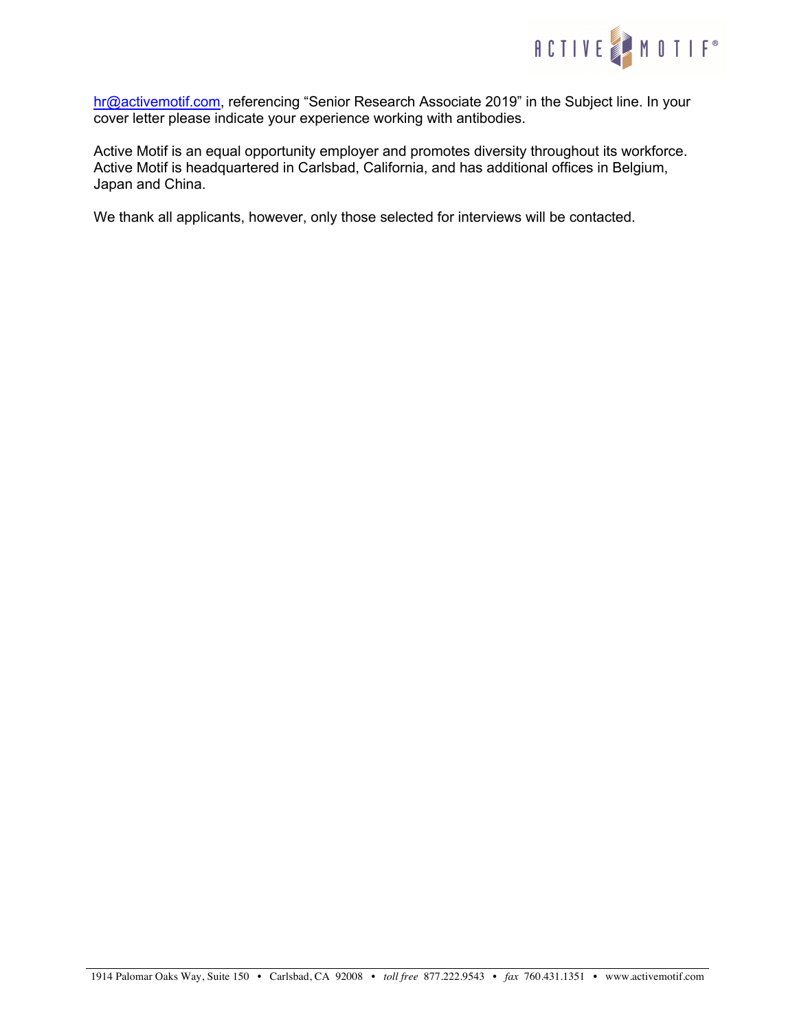hr@activemotif.com, referencing “Senior Research Associate 2019” in the Subject line. In your cover letter please indicate your experience working with antibodies.

Active Motif is an equal opportunity employer and promotes diversity throughout its workforce. Active Motif is headquartered in Carlsbad, California, and has additional offices in Belgium, Japan and China.

We thank all applicants, however, only those selected for interviews will be contacted.